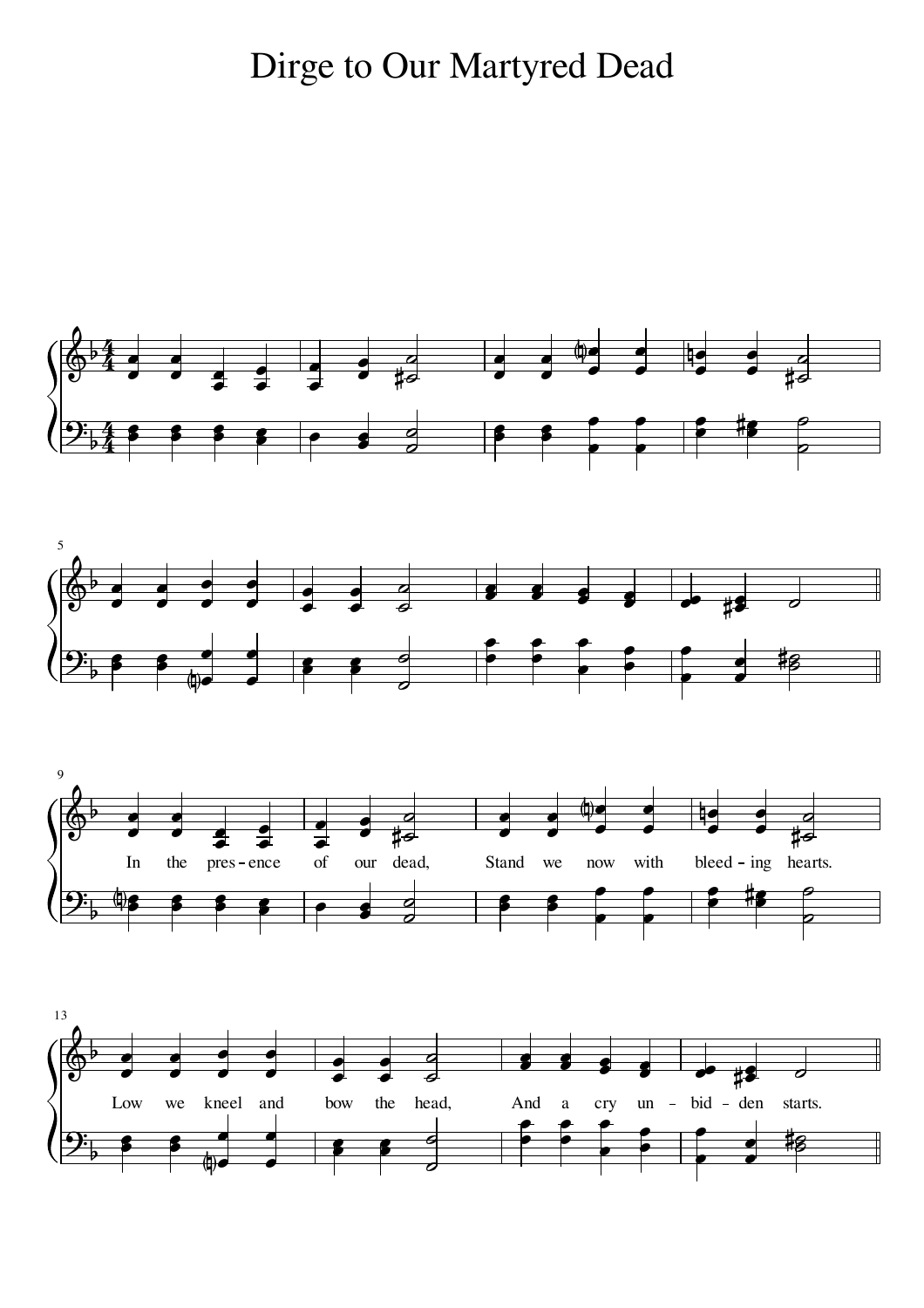# Dirge to Our Martyred Dead

In the pres-ence of our dead, Stand we now with bleed-ing hearts.

Low we kneel and bow the head, And a cry un-bid-den starts.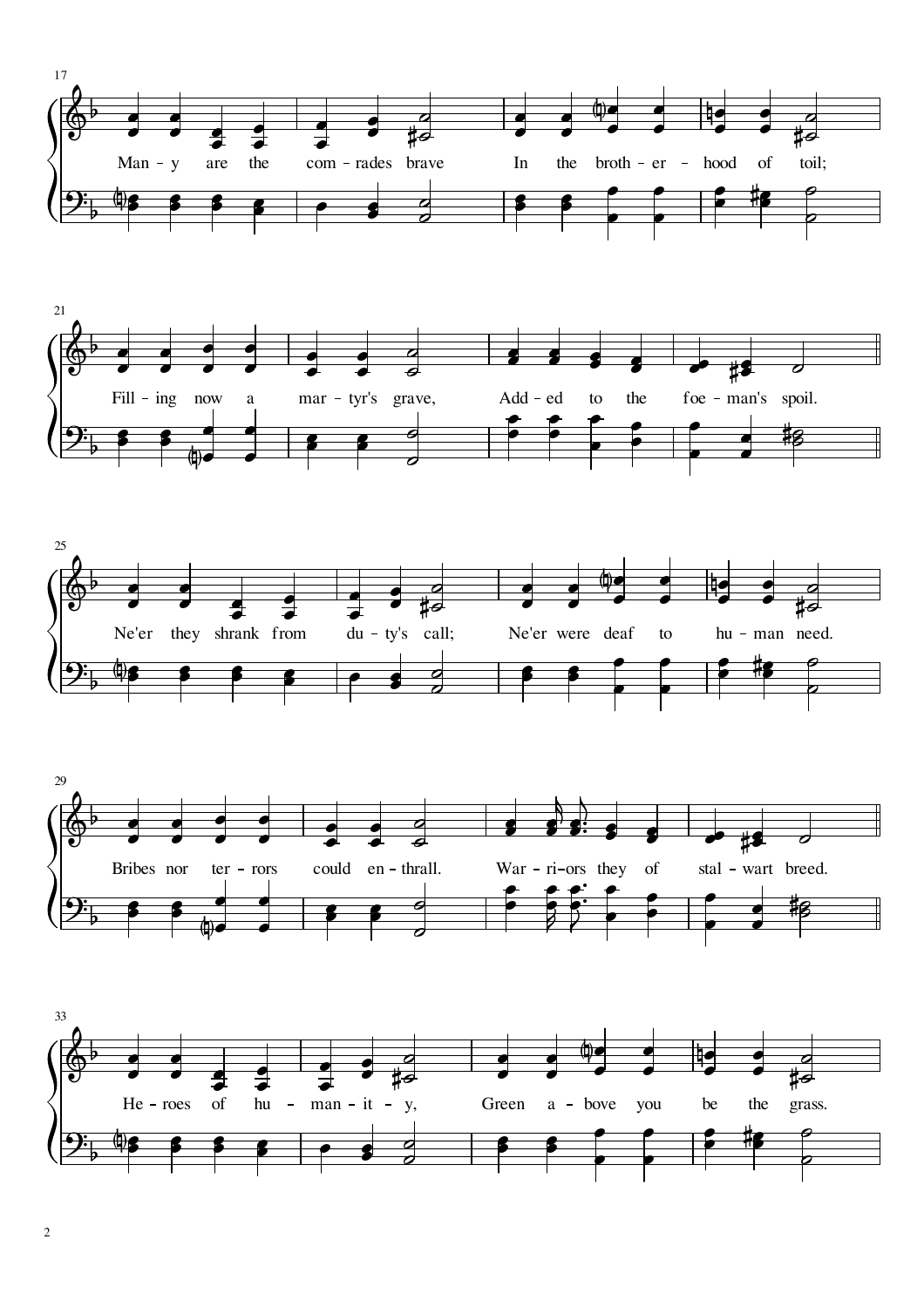Man - y are the com - rades brave In the broth - er - hood of toil;

Fill - ing now a mar - tyr's grave, Add - ed to the foe - man's spoil.

Ne'er they shrank from du - ty's call; Ne'er were deaf to hu - man need.

Bribes nor ter - rors could en - thrall. War - ri-ors they of stal - wart breed.

He - roes of hu - man - it - y, Green a - bove you be the grass.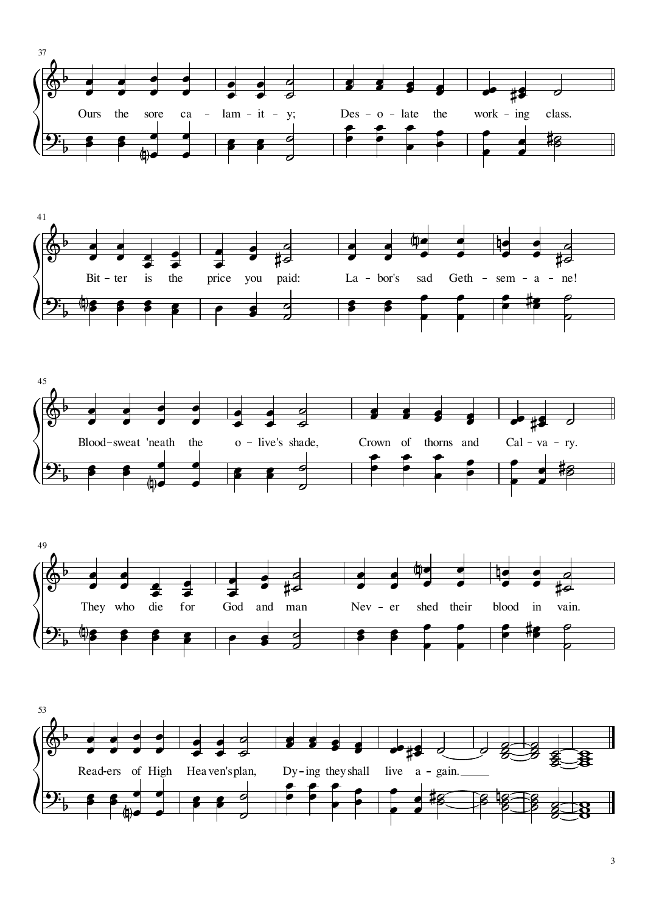37

Ours the sore ca - lam - it - y; Des - o - late the work - ing class.

41

Bit - ter is the price you paid: La - bor's sad Geth - sem - a - ne!

45

Blood-sweat 'neath the o - live's shade, Crown of thorns and Cal - va - ry.

49

They who die for God and man Nev - er shed their blood in vain.

53

Read-ers of High Hea ven's plan, Dy - ing they shall live a - gain.